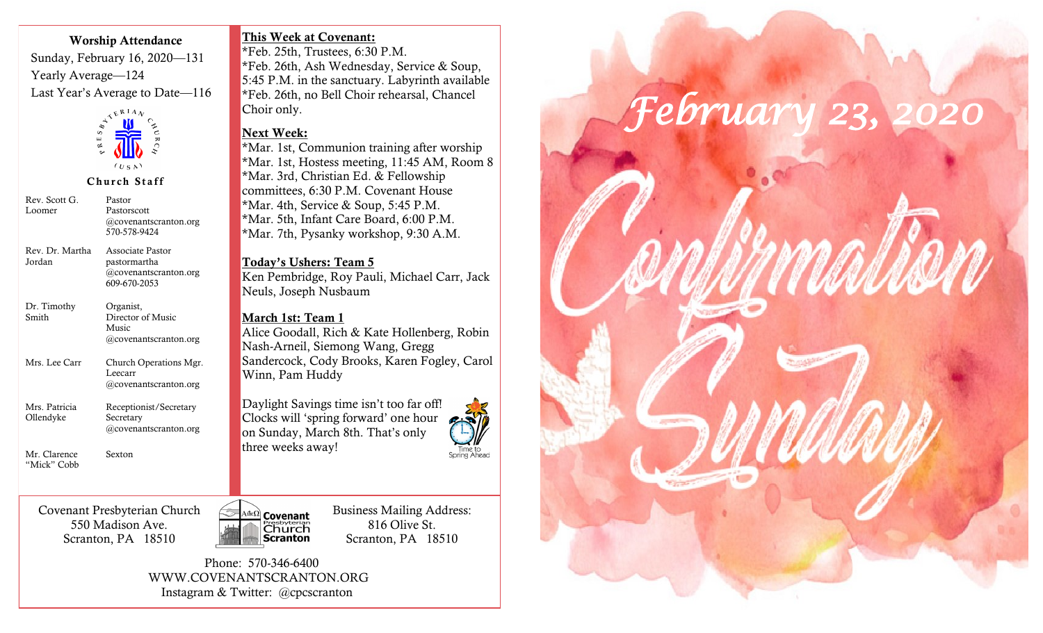## Worship Attendance

Sunday, February 16, 2020—131
Yearly Average—124
Last Year's Average to Date—116

PRESBYTERIAN CHURCH (USA)

### Church Staff

| | |
|---|---|
| Rev. Scott G. Loomer | Pastor Pastorscott @covenantscranton.org 570-578-9424 |
| Rev. Dr. Martha Jordan | Associate Pastor pastormartha @covenantscranton.org 609-670-2053 |
| Dr. Timothy Smith | Organist, Director of Music Music @covenantscranton.org |
| Mrs. Lee Carr | Church Operations Mgr. Leecarr @covenantscranton.org |
| Mrs. Patricia Ollendyke | Receptionist/Secretary Secretary @covenantscranton.org |
| Mr. Clarence "Mick" Cobb | Sexton |

## This Week at Covenant:

*Feb. 25th, Trustees, 6:30 P.M.
*Feb. 26th, Ash Wednesday, Service & Soup, 5:45 P.M. in the sanctuary. Labyrinth available
*Feb. 26th, no Bell Choir rehearsal, Chancel Choir only.

## Next Week:

*Mar. 1st, Communion training after worship
*Mar. 1st, Hostess meeting, 11:45 AM, Room 8
*Mar. 3rd, Christian Ed. & Fellowship committees, 6:30 P.M. Covenant House
*Mar. 4th, Service & Soup, 5:45 P.M.
*Mar. 5th, Infant Care Board, 6:00 P.M.
*Mar. 7th, Pysanky workshop, 9:30 A.M.

## Today's Ushers: Team 5

Ken Pembridge, Roy Pauli, Michael Carr, Jack Neuls, Joseph Nusbaum

## March 1st: Team 1

Alice Goodall, Rich & Kate Hollenberg, Robin Nash-Arneil, Siemong Wang, Gregg Sandercock, Cody Brooks, Karen Fogley, Carol Winn, Pam Huddy

Daylight Savings time isn't too far off! Clocks will 'spring forward' one hour on Sunday, March 8th. That's only three weeks away!

Time to Spring Ahead

Covenant Presbyterian Church
550 Madison Ave.
Scranton, PA 18510

Covenant Presbyterian Church Scranton

Business Mailing Address:
816 Olive St.
Scranton, PA 18510

Phone: 570-346-6400
WWW.COVENANTSCRANTON.ORG
Instagram & Twitter: @cpcscranton

# *February 23, 2020*

# Confirmation Sunday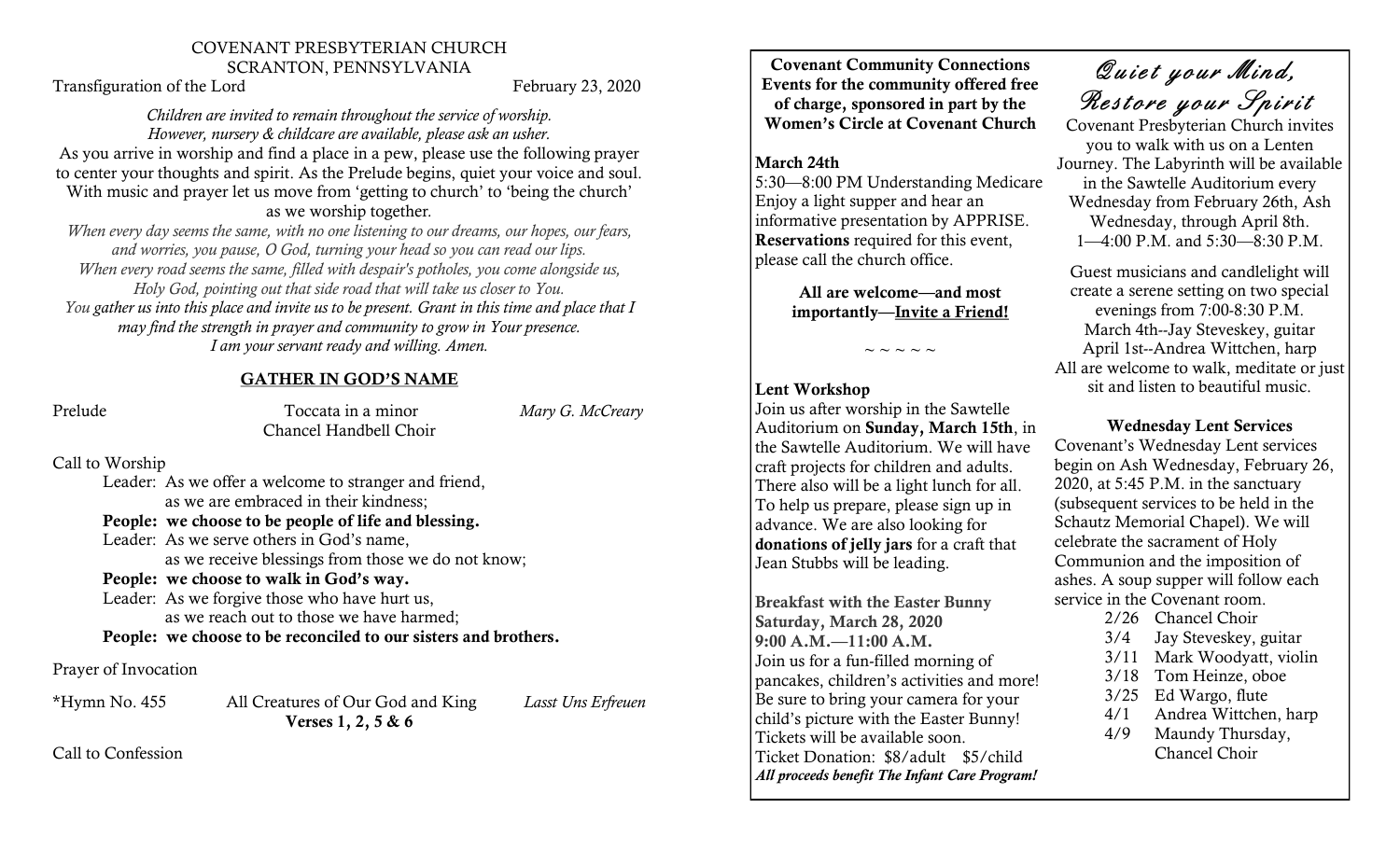COVENANT PRESBYTERIAN CHURCH
SCRANTON, PENNSYLVANIA

Transfiguration of the Lord — February 23, 2020

*Children are invited to remain throughout the service of worship. However, nursery & childcare are available, please ask an usher.*

As you arrive in worship and find a place in a pew, please use the following prayer to center your thoughts and spirit. As the Prelude begins, quiet your voice and soul. With music and prayer let us move from 'getting to church' to 'being the church' as we worship together.

*When every day seems the same, with no one listening to our dreams, our hopes, our fears, and worries, you pause, O God, turning your head so you can read our lips. When every road seems the same, filled with despair's potholes, you come alongside us, Holy God, pointing out that side road that will take us closer to You. You gather us into this place and invite us to be present. Grant in this time and place that I may find the strength in prayer and community to grow in Your presence. I am your servant ready and willing. Amen.*

## GATHER IN GOD'S NAME

Prelude — Toccata in a minor — *Mary G. McCreary*
Chancel Handbell Choir

Call to Worship

Leader: As we offer a welcome to stranger and friend,
as we are embraced in their kindness;
**People: we choose to be people of life and blessing.**
Leader: As we serve others in God's name,
as we receive blessings from those we do not know;
**People: we choose to walk in God's way.**
Leader: As we forgive those who have hurt us,
as we reach out to those we have harmed;
**People: we choose to be reconciled to our sisters and brothers.**

Prayer of Invocation

*Hymn No. 455 — All Creatures of Our God and King — *Lasst Uns Erfreuen*
**Verses 1, 2, 5 & 6**

Call to Confession

---

**Covenant Community Connections**
**Events for the community offered free of charge, sponsored in part by the Women's Circle at Covenant Church**

**March 24th**
5:30—8:00 PM Understanding Medicare
Enjoy a light supper and hear an informative presentation by APPRISE. **Reservations** required for this event, please call the church office.

**All are welcome—and most importantly—Invite a Friend!**

~ ~ ~ ~ ~

**Lent Workshop**
Join us after worship in the Sawtelle Auditorium on **Sunday, March 15th**, in the Sawtelle Auditorium. We will have craft projects for children and adults. There also will be a light lunch for all. To help us prepare, please sign up in advance. We are also looking for **donations of jelly jars** for a craft that Jean Stubbs will be leading.

**Breakfast with the Easter Bunny**
**Saturday, March 28, 2020**
**9:00 A.M.—11:00 A.M.**
Join us for a fun-filled morning of pancakes, children's activities and more! Be sure to bring your camera for your child's picture with the Easter Bunny! Tickets will be available soon.
Ticket Donation: $8/adult $5/child
***All proceeds benefit The Infant Care Program!***

## *Quiet your Mind, Restore your Spirit*

Covenant Presbyterian Church invites you to walk with us on a Lenten Journey. The Labyrinth will be available in the Sawtelle Auditorium every Wednesday from February 26th, Ash Wednesday, through April 8th. 1—4:00 P.M. and 5:30—8:30 P.M.

Guest musicians and candlelight will create a serene setting on two special evenings from 7:00-8:30 P.M.
March 4th--Jay Steveskey, guitar
April 1st--Andrea Wittchen, harp
All are welcome to walk, meditate or just sit and listen to beautiful music.

**Wednesday Lent Services**
Covenant's Wednesday Lent services begin on Ash Wednesday, February 26, 2020, at 5:45 P.M. in the sanctuary (subsequent services to be held in the Schautz Memorial Chapel). We will celebrate the sacrament of Holy Communion and the imposition of ashes. A soup supper will follow each service in the Covenant room.

- 2/26 Chancel Choir
- 3/4 Jay Steveskey, guitar
- 3/11 Mark Woodyatt, violin
- 3/18 Tom Heinze, oboe
- 3/25 Ed Wargo, flute
- 4/1 Andrea Wittchen, harp
- 4/9 Maundy Thursday, Chancel Choir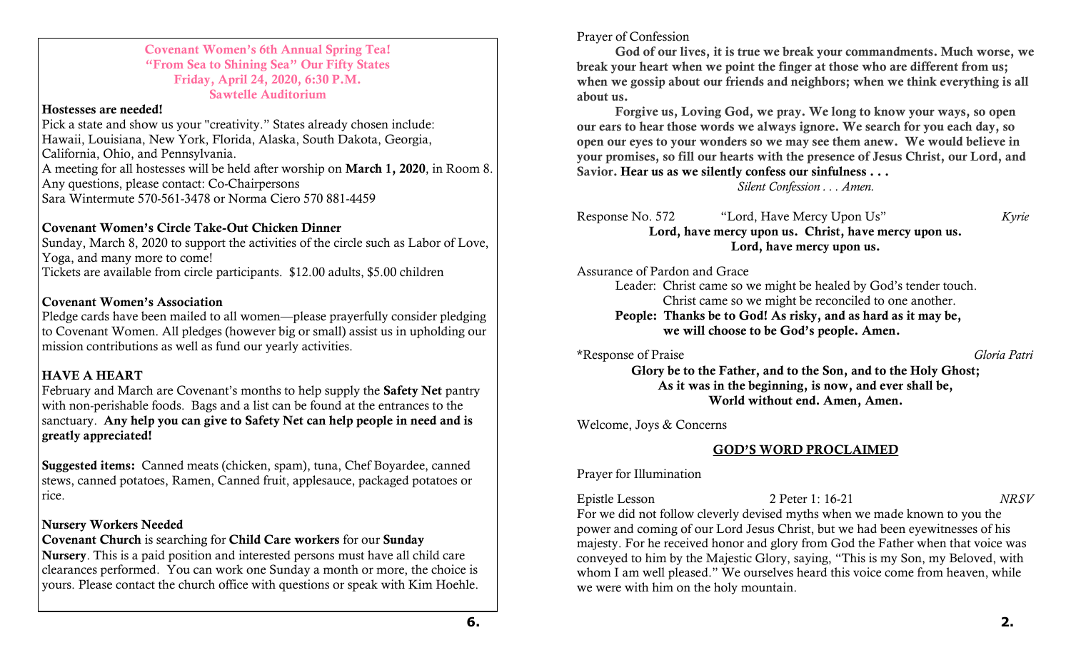**Covenant Women's 6th Annual Spring Tea!**
**"From Sea to Shining Sea" Our Fifty States**
**Friday, April 24, 2020, 6:30 P.M.**
**Sawtelle Auditorium**

**Hostesses are needed!**

Pick a state and show us your "creativity." States already chosen include: Hawaii, Louisiana, New York, Florida, Alaska, South Dakota, Georgia, California, Ohio, and Pennsylvania.

A meeting for all hostesses will be held after worship on **March 1, 2020**, in Room 8.

Any questions, please contact: Co-Chairpersons

Sara Wintermute 570-561-3478 or Norma Ciero 570 881-4459

**Covenant Women's Circle Take-Out Chicken Dinner**

Sunday, March 8, 2020 to support the activities of the circle such as Labor of Love, Yoga, and many more to come!

Tickets are available from circle participants. $12.00 adults, $5.00 children

**Covenant Women's Association**

Pledge cards have been mailed to all women—please prayerfully consider pledging to Covenant Women. All pledges (however big or small) assist us in upholding our mission contributions as well as fund our yearly activities.

**HAVE A HEART**

February and March are Covenant's months to help supply the **Safety Net** pantry with non-perishable foods. Bags and a list can be found at the entrances to the sanctuary. **Any help you can give to Safety Net can help people in need and is greatly appreciated!**

**Suggested items:** Canned meats (chicken, spam), tuna, Chef Boyardee, canned stews, canned potatoes, Ramen, Canned fruit, applesauce, packaged potatoes or rice.

**Nursery Workers Needed**

**Covenant Church** is searching for **Child Care workers** for our **Sunday Nursery**. This is a paid position and interested persons must have all child care clearances performed. You can work one Sunday a month or more, the choice is yours. Please contact the church office with questions or speak with Kim Hoehle.

Prayer of Confession

**God of our lives, it is true we break your commandments. Much worse, we break your heart when we point the finger at those who are different from us; when we gossip about our friends and neighbors; when we think everything is all about us.**

**Forgive us, Loving God, we pray. We long to know your ways, so open our ears to hear those words we always ignore. We search for you each day, so open our eyes to your wonders so we may see them anew. We would believe in your promises, so fill our hearts with the presence of Jesus Christ, our Lord, and Savior. Hear us as we silently confess our sinfulness . . .**

*Silent Confession . . . Amen.*

Response No. 572 "Lord, Have Mercy Upon Us" *Kyrie*

**Lord, have mercy upon us. Christ, have mercy upon us.**
**Lord, have mercy upon us.**

Assurance of Pardon and Grace

Leader: Christ came so we might be healed by God's tender touch.
Christ came so we might be reconciled to one another.

**People: Thanks be to God! As risky, and as hard as it may be,**
**we will choose to be God's people. Amen.**

*Response of Praise *Gloria Patri*

**Glory be to the Father, and to the Son, and to the Holy Ghost;**
**As it was in the beginning, is now, and ever shall be,**
**World without end. Amen, Amen.**

Welcome, Joys & Concerns

## GOD'S WORD PROCLAIMED

Prayer for Illumination

Epistle Lesson 2 Peter 1: 16-21 *NRSV*

For we did not follow cleverly devised myths when we made known to you the power and coming of our Lord Jesus Christ, but we had been eyewitnesses of his majesty. For he received honor and glory from God the Father when that voice was conveyed to him by the Majestic Glory, saying, "This is my Son, my Beloved, with whom I am well pleased." We ourselves heard this voice come from heaven, while we were with him on the holy mountain.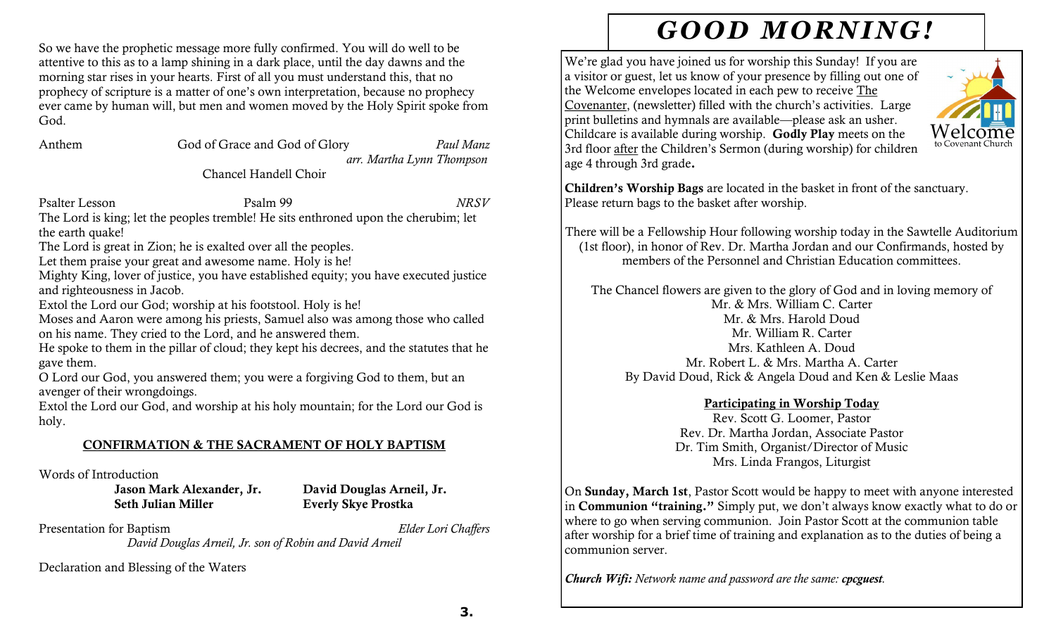So we have the prophetic message more fully confirmed. You will do well to be attentive to this as to a lamp shining in a dark place, until the day dawns and the morning star rises in your hearts. First of all you must understand this, that no prophecy of scripture is a matter of one's own interpretation, because no prophecy ever came by human will, but men and women moved by the Holy Spirit spoke from God.

Anthem — God of Grace and God of Glory — *Paul Manz*
*arr. Martha Lynn Thompson*
Chancel Handell Choir

Psalter Lesson — Psalm 99 — *NRSV*

The Lord is king; let the peoples tremble! He sits enthroned upon the cherubim; let the earth quake!
The Lord is great in Zion; he is exalted over all the peoples.
Let them praise your great and awesome name. Holy is he!
Mighty King, lover of justice, you have established equity; you have executed justice and righteousness in Jacob.
Extol the Lord our God; worship at his footstool. Holy is he!
Moses and Aaron were among his priests, Samuel also was among those who called on his name. They cried to the Lord, and he answered them.
He spoke to them in the pillar of cloud; they kept his decrees, and the statutes that he gave them.
O Lord our God, you answered them; you were a forgiving God to them, but an avenger of their wrongdoings.
Extol the Lord our God, and worship at his holy mountain; for the Lord our God is holy.

## CONFIRMATION & THE SACRAMENT OF HOLY BAPTISM

Words of Introduction

**Jason Mark Alexander, Jr.** — **David Douglas Arneil, Jr.**
**Seth Julian Miller** — **Everly Skye Prostka**

Presentation for Baptism — *Elder Lori Chaffers*
*David Douglas Arneil, Jr. son of Robin and David Arneil*

Declaration and Blessing of the Waters

# GOOD MORNING!

We're glad you have joined us for worship this Sunday! If you are a visitor or guest, let us know of your presence by filling out one of the Welcome envelopes located in each pew to receive The Covenanter, (newsletter) filled with the church's activities. Large print bulletins and hymnals are available—please ask an usher. Childcare is available during worship. **Godly Play** meets on the 3rd floor after the Children's Sermon (during worship) for children age 4 through 3rd grade**.**

Welcome to Covenant Church

**Children's Worship Bags** are located in the basket in front of the sanctuary. Please return bags to the basket after worship.

There will be a Fellowship Hour following worship today in the Sawtelle Auditorium (1st floor), in honor of Rev. Dr. Martha Jordan and our Confirmands, hosted by members of the Personnel and Christian Education committees.

The Chancel flowers are given to the glory of God and in loving memory of
Mr. & Mrs. William C. Carter
Mr. & Mrs. Harold Doud
Mr. William R. Carter
Mrs. Kathleen A. Doud
Mr. Robert L. & Mrs. Martha A. Carter
By David Doud, Rick & Angela Doud and Ken & Leslie Maas

**Participating in Worship Today**

Rev. Scott G. Loomer, Pastor
Rev. Dr. Martha Jordan, Associate Pastor
Dr. Tim Smith, Organist/Director of Music
Mrs. Linda Frangos, Liturgist

On **Sunday, March 1st**, Pastor Scott would be happy to meet with anyone interested in **Communion "training."** Simply put, we don't always know exactly what to do or where to go when serving communion. Join Pastor Scott at the communion table after worship for a brief time of training and explanation as to the duties of being a communion server.

***Church Wifi:*** *Network name and password are the same:* ***cpcguest****.*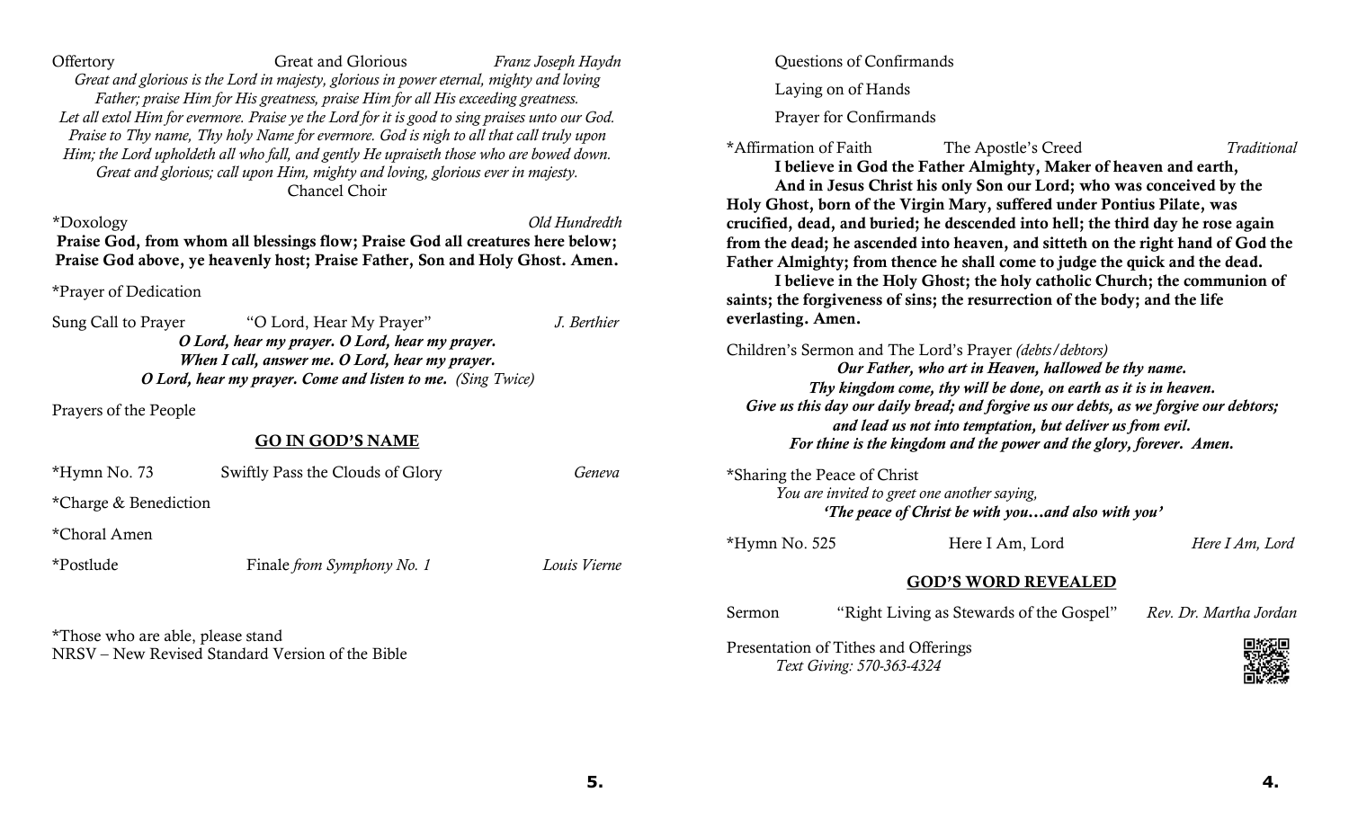Questions of Confirmands

Laying on of Hands

Prayer for Confirmands

*Affirmation of Faith — The Apostle's Creed — *Traditional*

**I believe in God the Father Almighty, Maker of heaven and earth,**

**And in Jesus Christ his only Son our Lord; who was conceived by the Holy Ghost, born of the Virgin Mary, suffered under Pontius Pilate, was crucified, dead, and buried; he descended into hell; the third day he rose again from the dead; he ascended into heaven, and sitteth on the right hand of God the Father Almighty; from thence he shall come to judge the quick and the dead.**

**I believe in the Holy Ghost; the holy catholic Church; the communion of saints; the forgiveness of sins; the resurrection of the body; and the life everlasting. Amen.**

Children's Sermon and The Lord's Prayer *(debts/debtors)*

***Our Father, who art in Heaven, hallowed be thy name.***
***Thy kingdom come, thy will be done, on earth as it is in heaven.***
***Give us this day our daily bread; and forgive us our debts, as we forgive our debtors;***
***and lead us not into temptation, but deliver us from evil.***
***For thine is the kingdom and the power and the glory, forever. Amen.***

*Sharing the Peace of Christ

*You are invited to greet one another saying,*
***'The peace of Christ be with you…and also with you'***

*Hymn No. 525 — Here I Am, Lord — *Here I Am, Lord*

## GOD'S WORD REVEALED

Sermon — "Right Living as Stewards of the Gospel" — *Rev. Dr. Martha Jordan*

Presentation of Tithes and Offerings

*Text Giving: 570-363-4324*

Offertory — Great and Glorious — *Franz Joseph Haydn*

*Great and glorious is the Lord in majesty, glorious in power eternal, mighty and loving Father; praise Him for His greatness, praise Him for all His exceeding greatness. Let all extol Him for evermore. Praise ye the Lord for it is good to sing praises unto our God. Praise to Thy name, Thy holy Name for evermore. God is nigh to all that call truly upon Him; the Lord upholdeth all who fall, and gently He upraiseth those who are bowed down. Great and glorious; call upon Him, mighty and loving, glorious ever in majesty.*

Chancel Choir

*Doxology — *Old Hundredth*

**Praise God, from whom all blessings flow; Praise God all creatures here below; Praise God above, ye heavenly host; Praise Father, Son and Holy Ghost. Amen.**

*Prayer of Dedication

Sung Call to Prayer — "O Lord, Hear My Prayer" — *J. Berthier*

***O Lord, hear my prayer. O Lord, hear my prayer.***
***When I call, answer me. O Lord, hear my prayer.***
***O Lord, hear my prayer. Come and listen to me.*** *(Sing Twice)*

Prayers of the People

## GO IN GOD'S NAME

*Hymn No. 73 — Swiftly Pass the Clouds of Glory — *Geneva*

*Charge & Benediction

*Choral Amen

*Postlude — Finale *from Symphony No. 1* — *Louis Vierne*

*Those who are able, please stand
NRSV – New Revised Standard Version of the Bible